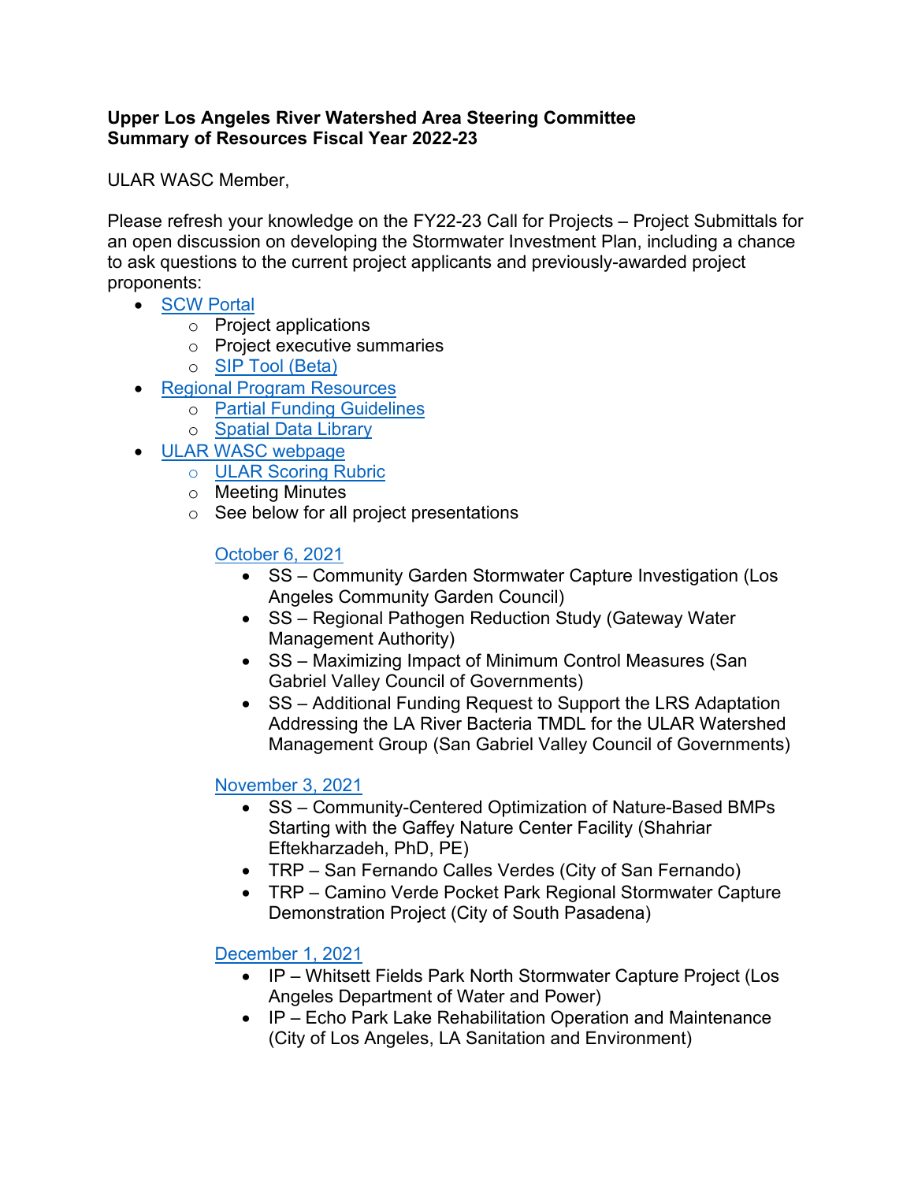**Upper Los Angeles River Watershed Area Steering Committee**
**Summary of Resources Fiscal Year 2022-23**

ULAR WASC Member,

Please refresh your knowledge on the FY22-23 Call for Projects – Project Submittals for an open discussion on developing the Stormwater Investment Plan, including a chance to ask questions to the current project applicants and previously-awarded project proponents:

- SCW Portal
  - Project applications
  - Project executive summaries
  - SIP Tool (Beta)
- Regional Program Resources
  - Partial Funding Guidelines
  - Spatial Data Library
- ULAR WASC webpage
  - ULAR Scoring Rubric
  - Meeting Minutes
  - See below for all project presentations

  October 6, 2021

  - SS – Community Garden Stormwater Capture Investigation (Los Angeles Community Garden Council)
  - SS – Regional Pathogen Reduction Study (Gateway Water Management Authority)
  - SS – Maximizing Impact of Minimum Control Measures (San Gabriel Valley Council of Governments)
  - SS – Additional Funding Request to Support the LRS Adaptation Addressing the LA River Bacteria TMDL for the ULAR Watershed Management Group (San Gabriel Valley Council of Governments)

  November 3, 2021

  - SS – Community-Centered Optimization of Nature-Based BMPs Starting with the Gaffey Nature Center Facility (Shahriar Eftekharzadeh, PhD, PE)
  - TRP – San Fernando Calles Verdes (City of San Fernando)
  - TRP – Camino Verde Pocket Park Regional Stormwater Capture Demonstration Project (City of South Pasadena)

  December 1, 2021

  - IP – Whitsett Fields Park North Stormwater Capture Project (Los Angeles Department of Water and Power)
  - IP – Echo Park Lake Rehabilitation Operation and Maintenance (City of Los Angeles, LA Sanitation and Environment)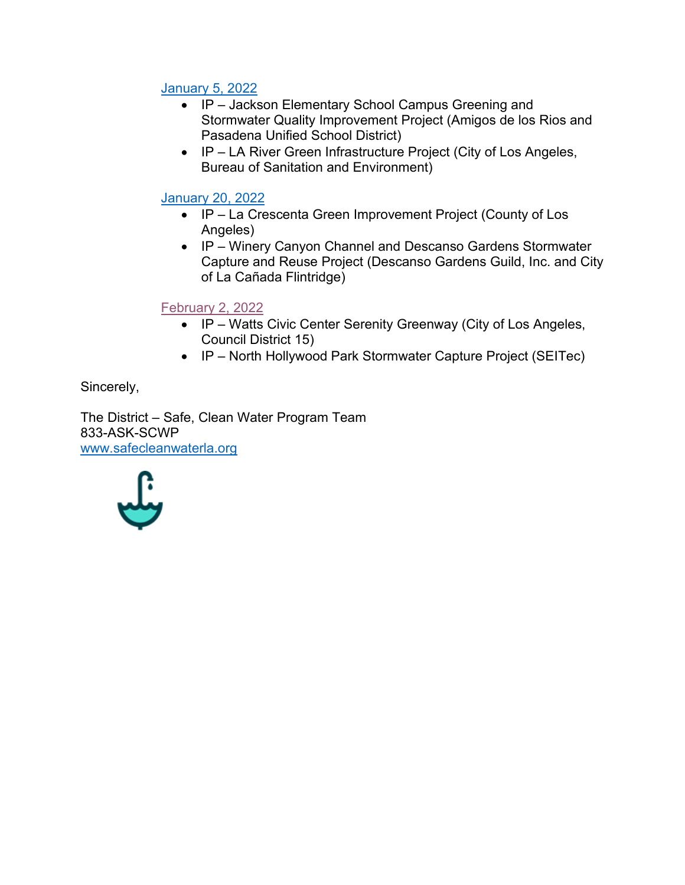January 5, 2022

- IP – Jackson Elementary School Campus Greening and Stormwater Quality Improvement Project (Amigos de los Rios and Pasadena Unified School District)
- IP – LA River Green Infrastructure Project (City of Los Angeles, Bureau of Sanitation and Environment)

January 20, 2022

- IP – La Crescenta Green Improvement Project (County of Los Angeles)
- IP – Winery Canyon Channel and Descanso Gardens Stormwater Capture and Reuse Project (Descanso Gardens Guild, Inc. and City of La Cañada Flintridge)

February 2, 2022

- IP – Watts Civic Center Serenity Greenway (City of Los Angeles, Council District 15)
- IP – North Hollywood Park Stormwater Capture Project (SEITec)

Sincerely,

The District – Safe, Clean Water Program Team
833-ASK-SCWP
www.safecleanwaterla.org